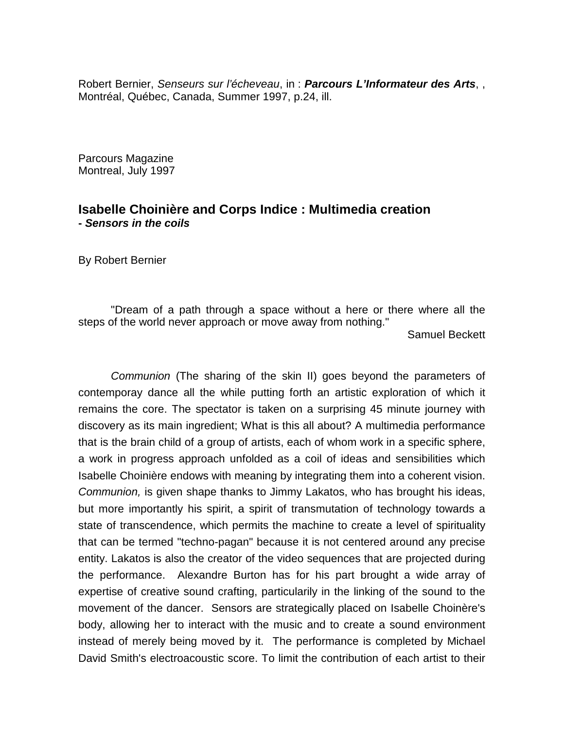Robert Bernier, *Senseurs sur l'écheveau*, in : ***Parcours L'Informateur des Arts***, , Montréal, Québec, Canada, Summer 1997, p.24, ill.

Parcours Magazine
Montreal, July 1997

## Isabelle Choinière and Corps Indice : Multimedia creation
***- Sensors in the coils***

By Robert Bernier

"Dream of a path through a space without a here or there where all the steps of the world never approach or move away from nothing."

Samuel Beckett

*Communion* (The sharing of the skin II) goes beyond the parameters of contemporay dance all the while putting forth an artistic exploration of which it remains the core. The spectator is taken on a surprising 45 minute journey with discovery as its main ingredient; What is this all about? A multimedia performance that is the brain child of a group of artists, each of whom work in a specific sphere, a work in progress approach unfolded as a coil of ideas and sensibilities which Isabelle Choinière endows with meaning by integrating them into a coherent vision. *Communion,* is given shape thanks to Jimmy Lakatos, who has brought his ideas, but more importantly his spirit, a spirit of transmutation of technology towards a state of transcendence, which permits the machine to create a level of spirituality that can be termed "techno-pagan" because it is not centered around any precise entity. Lakatos is also the creator of the video sequences that are projected during the performance. Alexandre Burton has for his part brought a wide array of expertise of creative sound crafting, particularily in the linking of the sound to the movement of the dancer. Sensors are strategically placed on Isabelle Choinère's body, allowing her to interact with the music and to create a sound environment instead of merely being moved by it. The performance is completed by Michael David Smith's electroacoustic score. To limit the contribution of each artist to their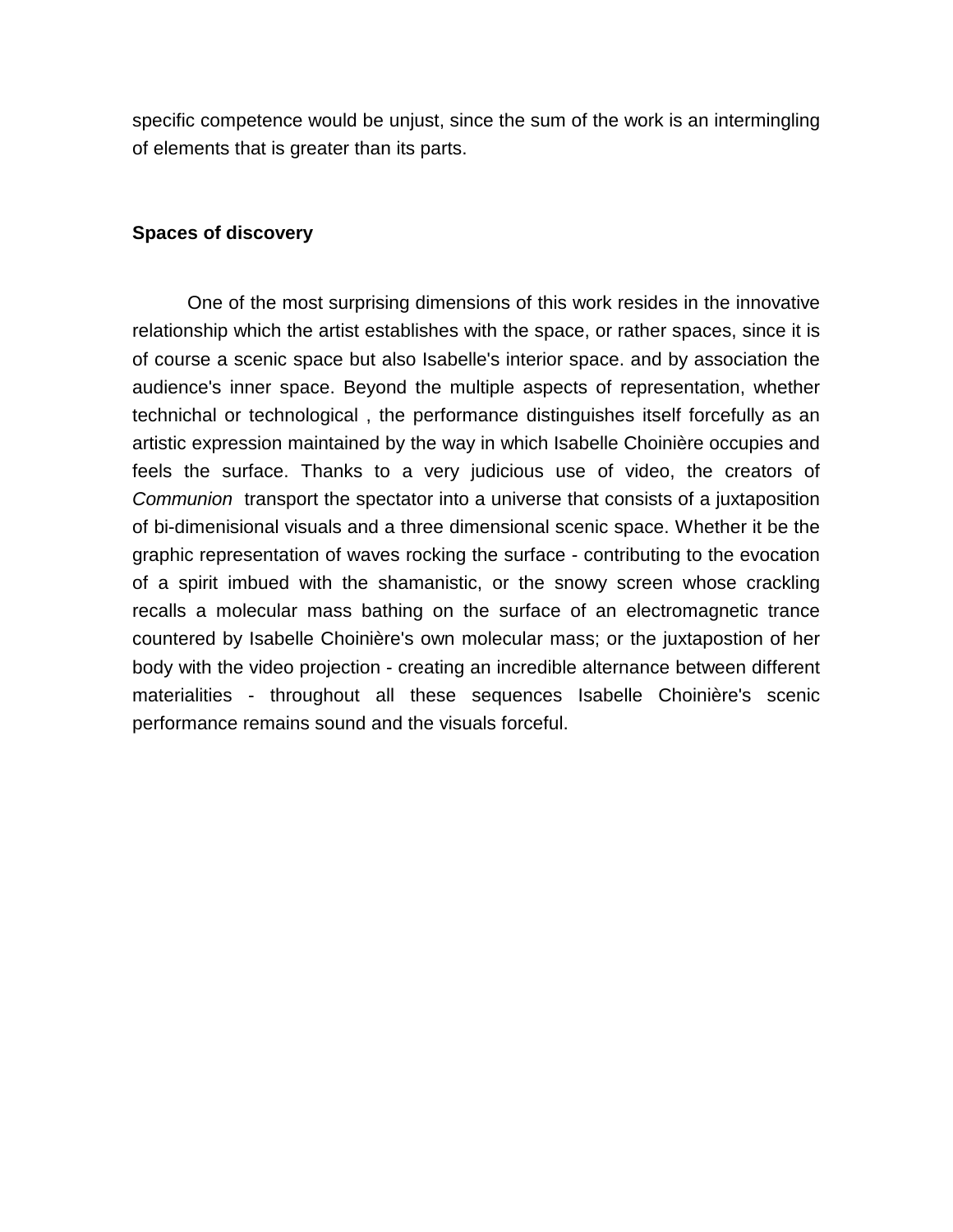specific competence would be unjust, since the sum of the work is an intermingling of elements that is greater than its parts.

**Spaces of discovery**

One of the most surprising dimensions of this work resides in the innovative relationship which the artist establishes with the space, or rather spaces, since it is of course a scenic space but also Isabelle's interior space. and by association the audience's inner space. Beyond the multiple aspects of representation, whether technichal or technological , the performance distinguishes itself forcefully as an artistic expression maintained by the way in which Isabelle Choinière occupies and feels the surface. Thanks to a very judicious use of video, the creators of *Communion* transport the spectator into a universe that consists of a juxtaposition of bi-dimenisional visuals and a three dimensional scenic space. Whether it be the graphic representation of waves rocking the surface - contributing to the evocation of a spirit imbued with the shamanistic, or the snowy screen whose crackling recalls a molecular mass bathing on the surface of an electromagnetic trance countered by Isabelle Choinière's own molecular mass; or the juxtapostion of her body with the video projection - creating an incredible alternance between different materialities - throughout all these sequences Isabelle Choinière's scenic performance remains sound and the visuals forceful.